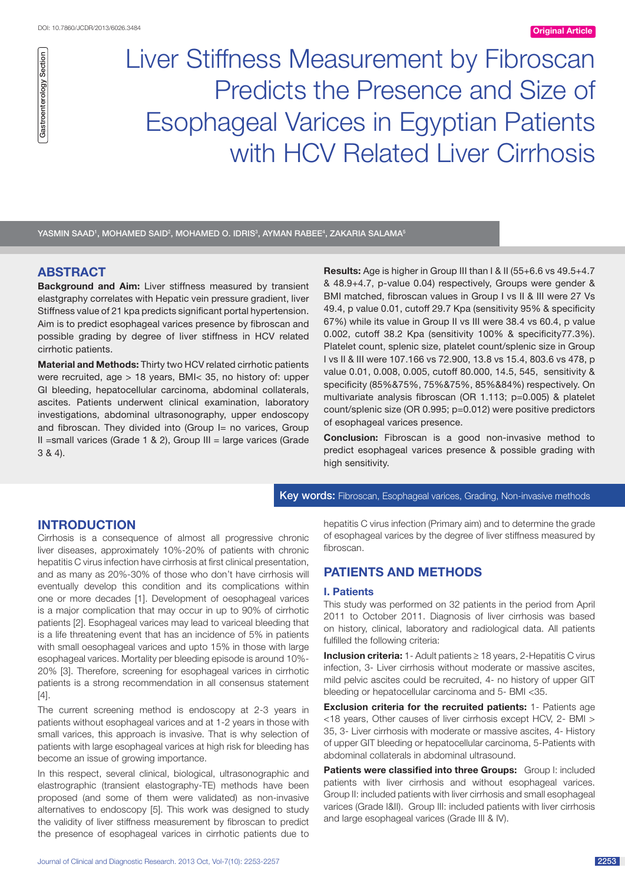DOI: 10.7860/JCDR/2013/6026.3484

Original Article

Gastroenterology Section

# Liver Stiffness Measurement by Fibroscan Predicts the Presence and Size of Esophageal Varices in Egyptian Patients with HCV Related Liver Cirrhosis

YASMIN SAAD[1], MOHAMED SAID[2], MOHAMED O. IDRIS[3], AYMAN RABEE[4], ZAKARIA SALAMA[5]

## ABSTRACT

**Background and Aim:** Liver stiffness measured by transient elastography correlates with Hepatic vein pressure gradient, liver Stiffness value of 21 kpa predicts significant portal hypertension. Aim is to predict esophageal varices presence by fibroscan and possible grading by degree of liver stiffness in HCV related cirrhotic patients.

**Material and Methods:** Thirty two HCV related cirrhotic patients were recruited, age > 18 years, BMI< 35, no history of: upper GI bleeding, hepatocellular carcinoma, abdominal collaterals, ascites. Patients underwent clinical examination, laboratory investigations, abdominal ultrasonography, upper endoscopy and fibroscan. They divided into (Group I= no varices, Group II =small varices (Grade 1 & 2), Group III = large varices (Grade 3 & 4).

**Results:** Age is higher in Group III than I & II (55+6.6 vs 49.5+4.7 & 48.9+4.7, p-value 0.04) respectively, Groups were gender & BMI matched, fibroscan values in Group I vs II & III were 27 Vs 49.4, p value 0.01, cutoff 29.7 Kpa (sensitivity 95% & specificity 67%) while its value in Group II vs III were 38.4 vs 60.4, p value 0.002, cutoff 38.2 Kpa (sensitivity 100% & specificity77.3%). Platelet count, splenic size, platelet count/splenic size in Group I vs II & III were 107.166 vs 72.900, 13.8 vs 15.4, 803.6 vs 478, p value 0.01, 0.008, 0.005, cutoff 80.000, 14.5, 545, sensitivity & specificity (85%&75%, 75%&75%, 85%&84%) respectively. On multivariate analysis fibroscan (OR 1.113; p=0.005) & platelet count/splenic size (OR 0.995; p=0.012) were positive predictors of esophageal varices presence.

**Conclusion:** Fibroscan is a good non-invasive method to predict esophageal varices presence & possible grading with high sensitivity.

**Key words:** Fibroscan, Esophageal varices, Grading, Non-invasive methods

## INTRODUCTION

Cirrhosis is a consequence of almost all progressive chronic liver diseases, approximately 10%-20% of patients with chronic hepatitis C virus infection have cirrhosis at first clinical presentation, and as many as 20%-30% of those who don't have cirrhosis will eventually develop this condition and its complications within one or more decades [1]. Development of oesophageal varices is a major complication that may occur in up to 90% of cirrhotic patients [2]. Esophageal varices may lead to variceal bleeding that is a life threatening event that has an incidence of 5% in patients with small oesophageal varices and upto 15% in those with large esophageal varices. Mortality per bleeding episode is around 10%-20% [3]. Therefore, screening for esophageal varices in cirrhotic patients is a strong recommendation in all consensus statement [4].

The current screening method is endoscopy at 2-3 years in patients without esophageal varices and at 1-2 years in those with small varices, this approach is invasive. That is why selection of patients with large esophageal varices at high risk for bleeding has become an issue of growing importance.

In this respect, several clinical, biological, ultrasonographic and elastrographic (transient elastography-TE) methods have been proposed (and some of them were validated) as non-invasive alternatives to endoscopy [5]. This work was designed to study the validity of liver stiffness measurement by fibroscan to predict the presence of esophageal varices in cirrhotic patients due to hepatitis C virus infection (Primary aim) and to determine the grade of esophageal varices by the degree of liver stiffness measured by fibroscan.

## PATIENTS AND METHODS

### I. Patients

This study was performed on 32 patients in the period from April 2011 to October 2011. Diagnosis of liver cirrhosis was based on history, clinical, laboratory and radiological data. All patients fulfilled the following criteria:

**Inclusion criteria:** 1- Adult patients ≥ 18 years, 2-Hepatitis C virus infection, 3- Liver cirrhosis without moderate or massive ascites, mild pelvic ascites could be recruited, 4- no history of upper GIT bleeding or hepatocellular carcinoma and 5- BMI <35.

**Exclusion criteria for the recruited patients:** 1- Patients age <18 years, Other causes of liver cirrhosis except HCV, 2- BMI > 35, 3- Liver cirrhosis with moderate or massive ascites, 4- History of upper GIT bleeding or hepatocellular carcinoma, 5-Patients with abdominal collaterals in abdominal ultrasound.

**Patients were classified into three Groups:** Group I: included patients with liver cirrhosis and without esophageal varices. Group II: included patients with liver cirrhosis and small esophageal varices (Grade I&II). Group III: included patients with liver cirrhosis and large esophageal varices (Grade III & IV).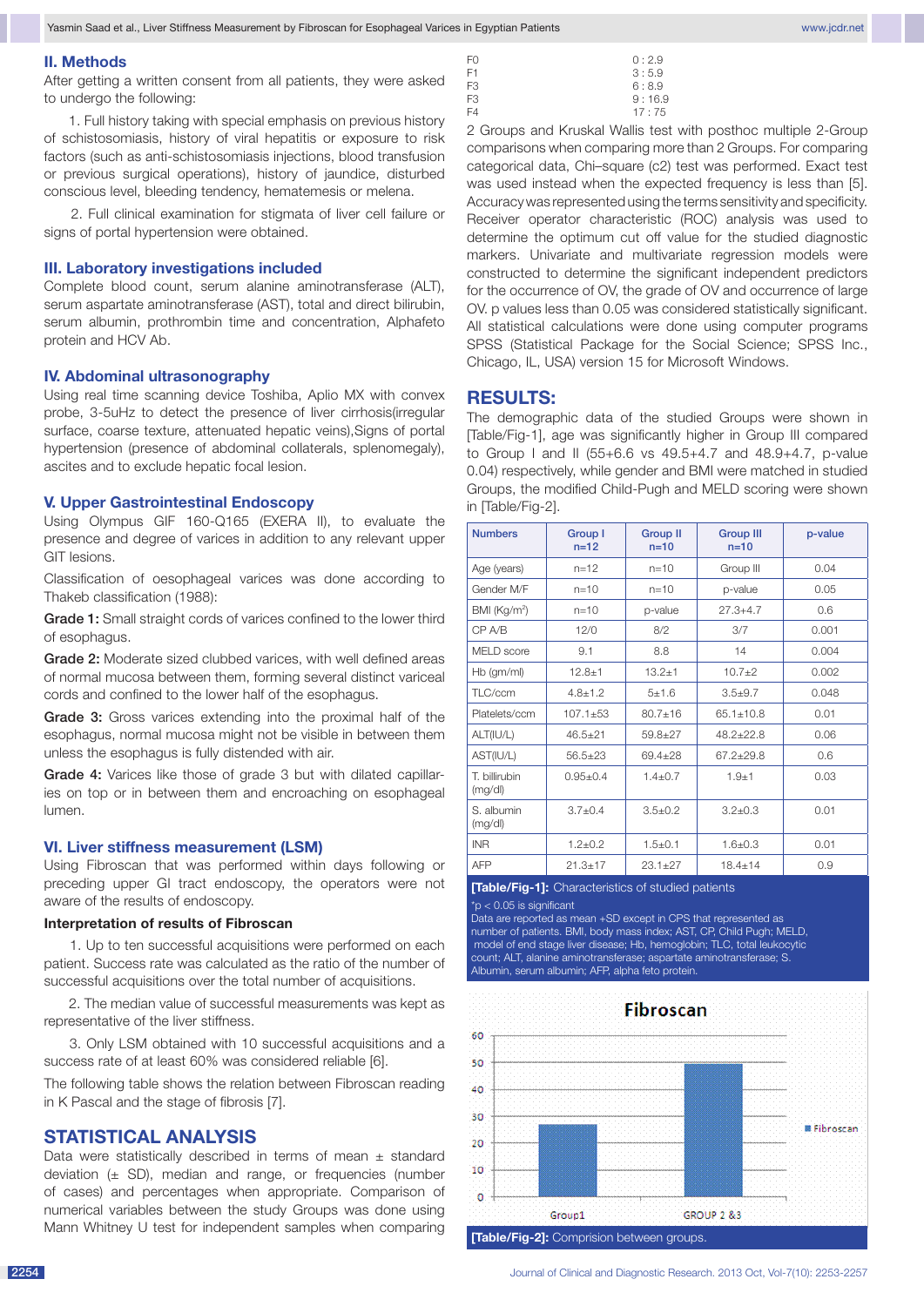## II. Methods

After getting a written consent from all patients, they were asked to undergo the following:

1. Full history taking with special emphasis on previous history of schistosomiasis, history of viral hepatitis or exposure to risk factors (such as anti-schistosomiasis injections, blood transfusion or previous surgical operations), history of jaundice, disturbed conscious level, bleeding tendency, hematemesis or melena.

2. Full clinical examination for stigmata of liver cell failure or signs of portal hypertension were obtained.

## III. Laboratory investigations included

Complete blood count, serum alanine aminotransferase (ALT), serum aspartate aminotransferase (AST), total and direct bilirubin, serum albumin, prothrombin time and concentration, Alphafeto protein and HCV Ab.

## IV. Abdominal ultrasonography

Using real time scanning device Toshiba, Aplio MX with convex probe, 3-5uHz to detect the presence of liver cirrhosis(irregular surface, coarse texture, attenuated hepatic veins),Signs of portal hypertension (presence of abdominal collaterals, splenomegaly), ascites and to exclude hepatic focal lesion.

## V. Upper Gastrointestinal Endoscopy

Using Olympus GIF 160-Q165 (EXERA II), to evaluate the presence and degree of varices in addition to any relevant upper GIT lesions.

Classification of oesophageal varices was done according to Thakeb classification (1988):

**Grade 1:** Small straight cords of varices confined to the lower third of esophagus.

**Grade 2:** Moderate sized clubbed varices, with well defined areas of normal mucosa between them, forming several distinct variceal cords and confined to the lower half of the esophagus.

**Grade 3:** Gross varices extending into the proximal half of the esophagus, normal mucosa might not be visible in between them unless the esophagus is fully distended with air.

**Grade 4:** Varices like those of grade 3 but with dilated capillaries on top or in between them and encroaching on esophageal lumen.

## VI. Liver stiffness measurement (LSM)

Using Fibroscan that was performed within days following or preceding upper GI tract endoscopy, the operators were not aware of the results of endoscopy.

### Interpretation of results of Fibroscan

1. Up to ten successful acquisitions were performed on each patient. Success rate was calculated as the ratio of the number of successful acquisitions over the total number of acquisitions.

2. The median value of successful measurements was kept as representative of the liver stiffness.

3. Only LSM obtained with 10 successful acquisitions and a success rate of at least 60% was considered reliable [6].

The following table shows the relation between Fibroscan reading in K Pascal and the stage of fibrosis [7].

| | |
|---|---|
| F0 | 0 : 2.9 |
| F1 | 3 : 5.9 |
| F3 | 6 : 8.9 |
| F3 | 9 : 16.9 |
| F4 | 17 : 75 |

## STATISTICAL ANALYSIS

Data were statistically described in terms of mean ± standard deviation (± SD), median and range, or frequencies (number of cases) and percentages when appropriate. Comparison of numerical variables between the study Groups was done using Mann Whitney U test for independent samples when comparing 2 Groups and Kruskal Wallis test with posthoc multiple 2-Group comparisons when comparing more than 2 Groups. For comparing categorical data, Chi–square (c2) test was performed. Exact test was used instead when the expected frequency is less than [5]. Accuracy was represented using the terms sensitivity and specificity. Receiver operator characteristic (ROC) analysis was used to determine the optimum cut off value for the studied diagnostic markers. Univariate and multivariate regression models were constructed to determine the significant independent predictors for the occurrence of OV, the grade of OV and occurrence of large OV. p values less than 0.05 was considered statistically significant. All statistical calculations were done using computer programs SPSS (Statistical Package for the Social Science; SPSS Inc., Chicago, IL, USA) version 15 for Microsoft Windows.

## RESULTS:

The demographic data of the studied Groups were shown in [Table/Fig-1], age was significantly higher in Group III compared to Group I and II (55+6.6 vs 49.5+4.7 and 48.9+4.7, p-value 0.04) respectively, while gender and BMI were matched in studied Groups, the modified Child-Pugh and MELD scoring were shown in [Table/Fig-2].

| Numbers | Group I n=12 | Group II n=10 | Group III n=10 | p-value |
|---|---|---|---|---|
| Age (years) | n=12 | n=10 | Group III | 0.04 |
| Gender M/F | n=10 | n=10 | p-value | 0.05 |
| BMI (Kg/m²) | n=10 | p-value | 27.3+4.7 | 0.6 |
| CP A/B | 12/0 | 8/2 | 3/7 | 0.001 |
| MELD score | 9.1 | 8.8 | 14 | 0.004 |
| Hb (gm/ml) | 12.8±1 | 13.2±1 | 10.7±2 | 0.002 |
| TLC/ccm | 4.8±1.2 | 5±1.6 | 3.5±9.7 | 0.048 |
| Platelets/ccm | 107.1±53 | 80.7±16 | 65.1±10.8 | 0.01 |
| ALT(IU/L) | 46.5±21 | 59.8±27 | 48.2±22.8 | 0.06 |
| AST(IU/L) | 56.5±23 | 69.4±28 | 67.2±29.8 | 0.6 |
| T. billirubin (mg/dl) | 0.95±0.4 | 1.4±0.7 | 1.9±1 | 0.03 |
| S. albumin (mg/dl) | 3.7±0.4 | 3.5±0.2 | 3.2±0.3 | 0.01 |
| INR | 1.2±0.2 | 1.5±0.1 | 1.6±0.3 | 0.01 |
| AFP | 21.3±17 | 23.1±27 | 18.4±14 | 0.9 |

**[Table/Fig-1]:** Characteristics of studied patients

*p < 0.05 is significant

Data are reported as mean +SD except in CPS that represented as number of patients. BMI, body mass index; AST, CP, Child Pugh; MELD, model of end stage liver disease; Hb, hemoglobin; TLC, total leukocytic count; ALT, alanine aminotransferase; aspartate aminotransferase; S. Albumin, serum albumin; AFP, alpha feto protein.

**[Table/Fig-2]:** Comprision between groups.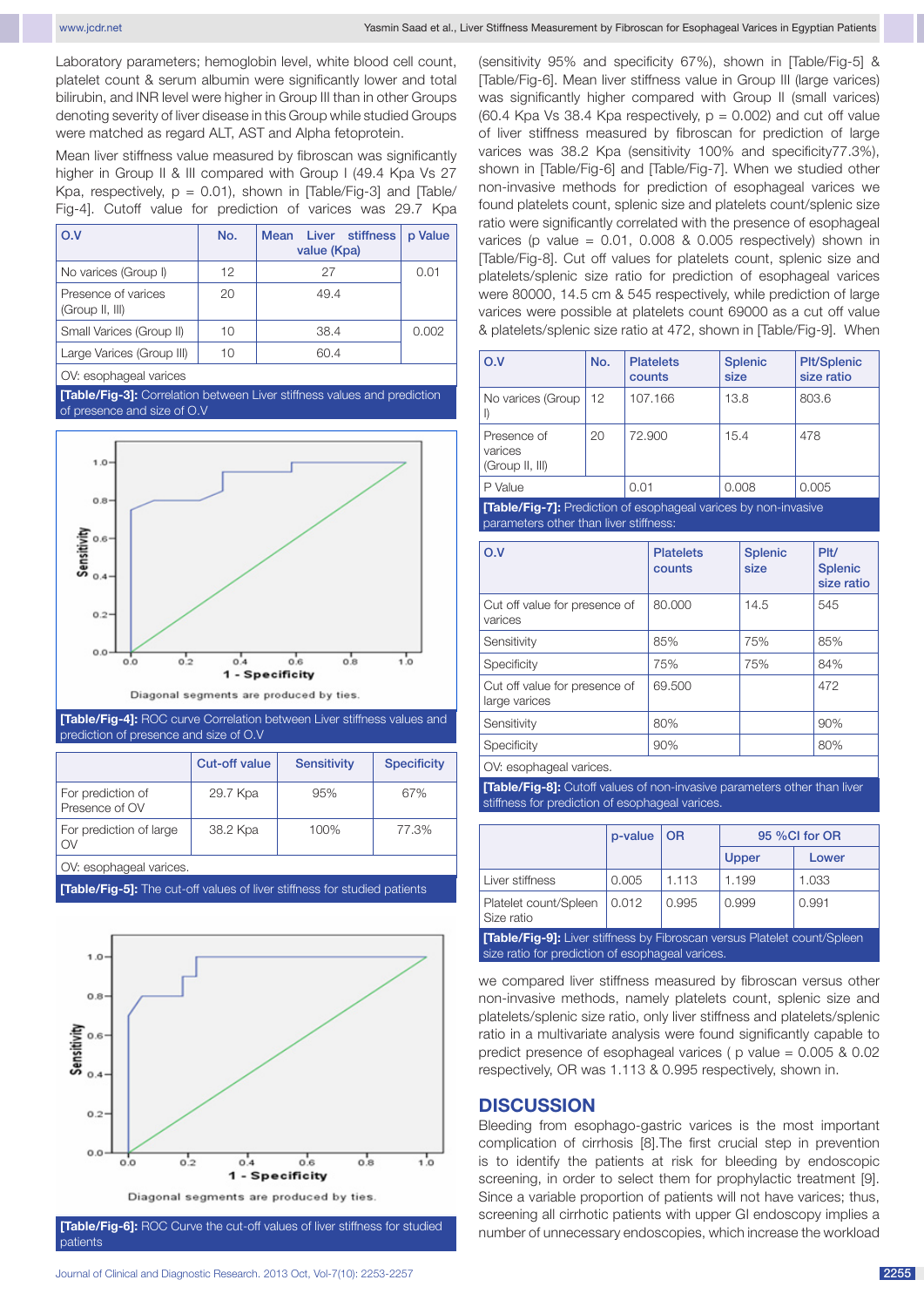Laboratory parameters; hemoglobin level, white blood cell count, platelet count & serum albumin were significantly lower and total bilirubin, and INR level were higher in Group III than in other Groups denoting severity of liver disease in this Group while studied Groups were matched as regard ALT, AST and Alpha fetoprotein.

Mean liver stiffness value measured by fibroscan was significantly higher in Group II & III compared with Group I (49.4 Kpa Vs 27 Kpa, respectively, p = 0.01), shown in [Table/Fig-3] and [Table/Fig-4]. Cutoff value for prediction of varices was 29.7 Kpa (sensitivity 95% and specificity 67%), shown in [Table/Fig-5] & [Table/Fig-6]. Mean liver stiffness value in Group III (large varices) was significantly higher compared with Group II (small varices) (60.4 Kpa Vs 38.4 Kpa respectively, p = 0.002) and cut off value of liver stiffness measured by fibroscan for prediction of large varices was 38.2 Kpa (sensitivity 100% and specificity77.3%), shown in [Table/Fig-6] and [Table/Fig-7]. When we studied other non-invasive methods for prediction of esophageal varices we found platelets count, splenic size and platelets count/splenic size ratio were significantly correlated with the presence of esophageal varices (p value = 0.01, 0.008 & 0.005 respectively) shown in [Table/Fig-8]. Cut off values for platelets count, splenic size and platelets/splenic size ratio for prediction of esophageal varices were 80000, 14.5 cm & 545 respectively, while prediction of large varices were possible at platelets count 69000 as a cut off value & platelets/splenic size ratio at 472, shown in [Table/Fig-9]. When we compared liver stiffness measured by fibroscan versus other non-invasive methods, namely platelets count, splenic size and platelets/splenic size ratio, only liver stiffness and platelets/splenic ratio in a multivariate analysis were found significantly capable to predict presence of esophageal varices ( p value = 0.005 & 0.02 respectively, OR was 1.113 & 0.995 respectively, shown in.

| O.V | No. | Mean Liver stiffness value (Kpa) | p Value |
|---|---|---|---|
| No varices (Group I) | 12 | 27 | 0.01 |
| Presence of varices (Group II, III) | 20 | 49.4 | |
| Small Varices (Group II) | 10 | 38.4 | 0.002 |
| Large Varices (Group III) | 10 | 60.4 | |

OV: esophageal varices

**[Table/Fig-3]:** Correlation between Liver stiffness values and prediction of presence and size of O.V

**[Table/Fig-4]:** ROC curve Correlation between Liver stiffness values and prediction of presence and size of O.V

| | Cut-off value | Sensitivity | Specificity |
|---|---|---|---|
| For prediction of Presence of OV | 29.7 Kpa | 95% | 67% |
| For prediction of large OV | 38.2 Kpa | 100% | 77.3% |

OV: esophageal varices.

**[Table/Fig-5]:** The cut-off values of liver stiffness for studied patients

**[Table/Fig-6]:** ROC Curve the cut-off values of liver stiffness for studied patients

| O.V | No. | Platelets counts | Splenic size | Plt/Splenic size ratio |
|---|---|---|---|---|
| No varices (Group I) | 12 | 107.166 | 13.8 | 803.6 |
| Presence of varices (Group II, III) | 20 | 72.900 | 15.4 | 478 |
| P Value | | 0.01 | 0.008 | 0.005 |

**[Table/Fig-7]:** Prediction of esophageal varices by non-invasive parameters other than liver stiffness:

| O.V | Platelets counts | Splenic size | Plt/ Splenic size ratio |
|---|---|---|---|
| Cut off value for presence of varices | 80.000 | 14.5 | 545 |
| Sensitivity | 85% | 75% | 85% |
| Specificity | 75% | 75% | 84% |
| Cut off value for presence of large varices | 69.500 | | 472 |
| Sensitivity | 80% | | 90% |
| Specificity | 90% | | 80% |

OV: esophageal varices.

**[Table/Fig-8]:** Cutoff values of non-invasive parameters other than liver stiffness for prediction of esophageal varices.

| | p-value | OR | 95 %CI for OR | |
|---|---|---|---|---|
| | | | Upper | Lower |
| Liver stiffness | 0.005 | 1.113 | 1.199 | 1.033 |
| Platelet count/Spleen Size ratio | 0.012 | 0.995 | 0.999 | 0.991 |

**[Table/Fig-9]:** Liver stiffness by Fibroscan versus Platelet count/Spleen size ratio for prediction of esophageal varices.

## DISCUSSION

Bleeding from esophago-gastric varices is the most important complication of cirrhosis [8].The first crucial step in prevention is to identify the patients at risk for bleeding by endoscopic screening, in order to select them for prophylactic treatment [9]. Since a variable proportion of patients will not have varices; thus, screening all cirrhotic patients with upper GI endoscopy implies a number of unnecessary endoscopies, which increase the workload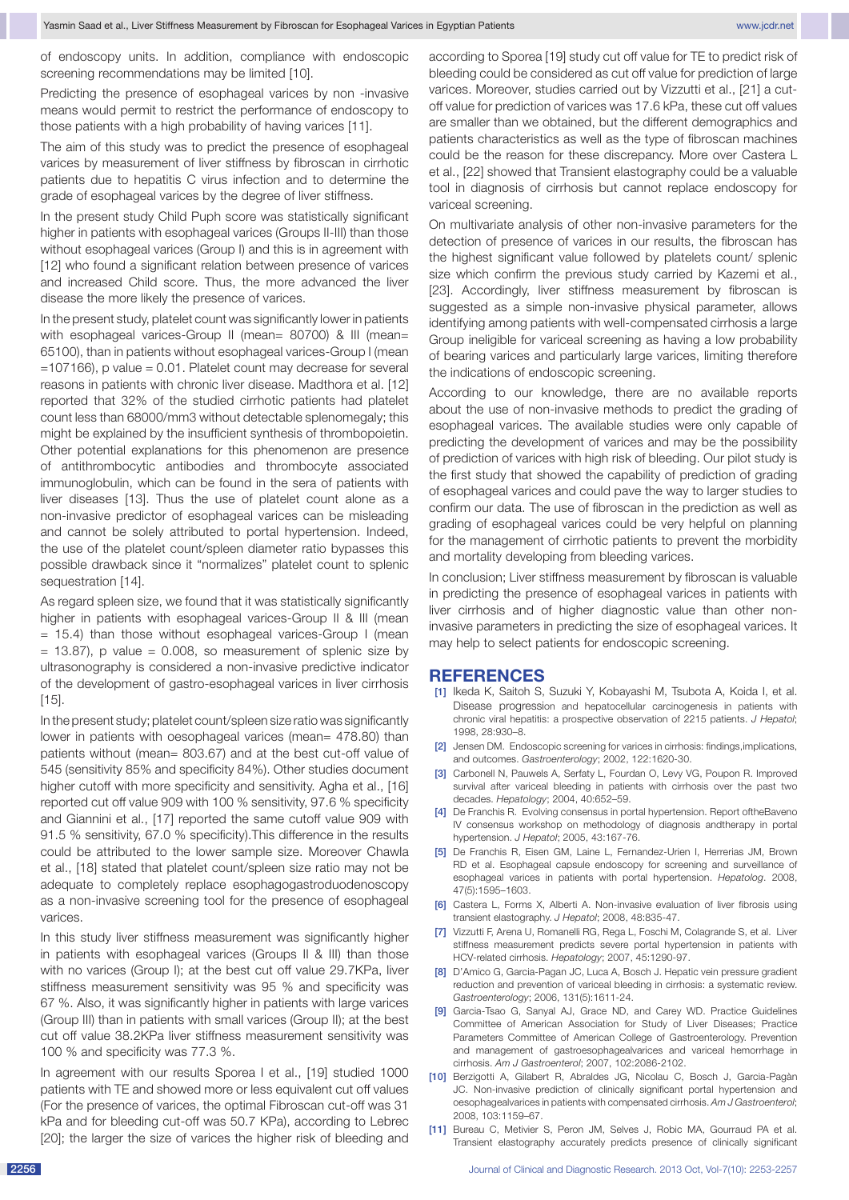of endoscopy units. In addition, compliance with endoscopic screening recommendations may be limited [10].

Predicting the presence of esophageal varices by non -invasive means would permit to restrict the performance of endoscopy to those patients with a high probability of having varices [11].

The aim of this study was to predict the presence of esophageal varices by measurement of liver stiffness by fibroscan in cirrhotic patients due to hepatitis C virus infection and to determine the grade of esophageal varices by the degree of liver stiffness.

In the present study Child Puph score was statistically significant higher in patients with esophageal varices (Groups II-III) than those without esophageal varices (Group I) and this is in agreement with [12] who found a significant relation between presence of varices and increased Child score. Thus, the more advanced the liver disease the more likely the presence of varices.

In the present study, platelet count was significantly lower in patients with esophageal varices-Group II (mean= 80700) & III (mean= 65100), than in patients without esophageal varices-Group I (mean =107166), p value = 0.01. Platelet count may decrease for several reasons in patients with chronic liver disease. Madthora et al. [12] reported that 32% of the studied cirrhotic patients had platelet count less than 68000/mm3 without detectable splenomegaly; this might be explained by the insufficient synthesis of thrombopoietin. Other potential explanations for this phenomenon are presence of antithrombocytic antibodies and thrombocyte associated immunoglobulin, which can be found in the sera of patients with liver diseases [13]. Thus the use of platelet count alone as a non-invasive predictor of esophageal varices can be misleading and cannot be solely attributed to portal hypertension. Indeed, the use of the platelet count/spleen diameter ratio bypasses this possible drawback since it "normalizes" platelet count to splenic sequestration [14].

As regard spleen size, we found that it was statistically significantly higher in patients with esophageal varices-Group II & III (mean = 15.4) than those without esophageal varices-Group I (mean = 13.87), p value = 0.008, so measurement of splenic size by ultrasonography is considered a non-invasive predictive indicator of the development of gastro-esophageal varices in liver cirrhosis [15].

In the present study; platelet count/spleen size ratio was significantly lower in patients with oesophageal varices (mean= 478.80) than patients without (mean= 803.67) and at the best cut-off value of 545 (sensitivity 85% and specificity 84%). Other studies document higher cutoff with more specificity and sensitivity. Agha et al., [16] reported cut off value 909 with 100 % sensitivity, 97.6 % specificity and Giannini et al., [17] reported the same cutoff value 909 with 91.5 % sensitivity, 67.0 % specificity).This difference in the results could be attributed to the lower sample size. Moreover Chawla et al., [18] stated that platelet count/spleen size ratio may not be adequate to completely replace esophagogastroduodenoscopy as a non-invasive screening tool for the presence of esophageal varices.

In this study liver stiffness measurement was significantly higher in patients with esophageal varices (Groups II & III) than those with no varices (Group I); at the best cut off value 29.7KPa, liver stiffness measurement sensitivity was 95 % and specificity was 67 %. Also, it was significantly higher in patients with large varices (Group III) than in patients with small varices (Group II); at the best cut off value 38.2KPa liver stiffness measurement sensitivity was 100 % and specificity was 77.3 %.

In agreement with our results Sporea I et al., [19] studied 1000 patients with TE and showed more or less equivalent cut off values (For the presence of varices, the optimal Fibroscan cut-off was 31 kPa and for bleeding cut-off was 50.7 KPa), according to Lebrec [20]; the larger the size of varices the higher risk of bleeding and according to Sporea [19] study cut off value for TE to predict risk of bleeding could be considered as cut off value for prediction of large varices. Moreover, studies carried out by Vizzutti et al., [21] a cut-off value for prediction of varices was 17.6 kPa, these cut off values are smaller than we obtained, but the different demographics and patients characteristics as well as the type of fibroscan machines could be the reason for these discrepancy. More over Castera L et al., [22] showed that Transient elastography could be a valuable tool in diagnosis of cirrhosis but cannot replace endoscopy for variceal screening.

On multivariate analysis of other non-invasive parameters for the detection of presence of varices in our results, the fibroscan has the highest significant value followed by platelets count/ splenic size which confirm the previous study carried by Kazemi et al., [23]. Accordingly, liver stiffness measurement by fibroscan is suggested as a simple non-invasive physical parameter, allows identifying among patients with well-compensated cirrhosis a large Group ineligible for variceal screening as having a low probability of bearing varices and particularly large varices, limiting therefore the indications of endoscopic screening.

According to our knowledge, there are no available reports about the use of non-invasive methods to predict the grading of esophageal varices. The available studies were only capable of predicting the development of varices and may be the possibility of prediction of varices with high risk of bleeding. Our pilot study is the first study that showed the capability of prediction of grading of esophageal varices and could pave the way to larger studies to confirm our data. The use of fibroscan in the prediction as well as grading of esophageal varices could be very helpful on planning for the management of cirrhotic patients to prevent the morbidity and mortality developing from bleeding varices.

In conclusion; Liver stiffness measurement by fibroscan is valuable in predicting the presence of esophageal varices in patients with liver cirrhosis and of higher diagnostic value than other non-invasive parameters in predicting the size of esophageal varices. It may help to select patients for endoscopic screening.

# REFERENCES

[1] Ikeda K, Saitoh S, Suzuki Y, Kobayashi M, Tsubota A, Koida I, et al. Disease progression and hepatocellular carcinogenesis in patients with chronic viral hepatitis: a prospective observation of 2215 patients. *J Hepatol*; 1998, 28:930–8.

[2] Jensen DM. Endoscopic screening for varices in cirrhosis: findings,implications, and outcomes. *Gastroenterology*; 2002, 122:1620-30.

[3] Carbonell N, Pauwels A, Serfaty L, Fourdan O, Levy VG, Poupon R. Improved survival after variceal bleeding in patients with cirrhosis over the past two decades. *Hepatology*; 2004, 40:652–59.

[4] De Franchis R. Evolving consensus in portal hypertension. Report oftheBaveno IV consensus workshop on methodology of diagnosis andtherapy in portal hypertension. *J Hepatol*; 2005, 43:167-76.

[5] De Franchis R, Eisen GM, Laine L, Fernandez-Urien I, Herrerias JM, Brown RD et al. Esophageal capsule endoscopy for screening and surveillance of esophageal varices in patients with portal hypertension. *Hepatolog*. 2008, 47(5):1595–1603.

[6] Castera L, Forms X, Alberti A. Non-invasive evaluation of liver fibrosis using transient elastography. *J Hepatol*; 2008, 48:835-47.

[7] Vizzutti F, Arena U, Romanelli RG, Rega L, Foschi M, Colagrande S, et al. Liver stiffness measurement predicts severe portal hypertension in patients with HCV-related cirrhosis. *Hepatology*; 2007, 45:1290-97.

[8] D'Amico G, Garcia-Pagan JC, Luca A, Bosch J. Hepatic vein pressure gradient reduction and prevention of variceal bleeding in cirrhosis: a systematic review. *Gastroenterology*; 2006, 131(5):1611-24.

[9] Garcia-Tsao G, Sanyal AJ, Grace ND, and Carey WD. Practice Guidelines Committee of American Association for Study of Liver Diseases; Practice Parameters Committee of American College of Gastroenterology. Prevention and management of gastroesophagealvarices and variceal hemorrhage in cirrhosis. *Am J Gastroenterol*; 2007, 102:2086-2102.

[10] Berzigotti A, Gilabert R, Abraldes JG, Nicolau C, Bosch J, Garcia-Pagàn JC. Non-invasive prediction of clinically significant portal hypertension and oesophagealvarices in patients with compensated cirrhosis. *Am J Gastroenterol*; 2008, 103:1159–67.

[11] Bureau C, Metivier S, Peron JM, Selves J, Robic MA, Gourraud PA et al. Transient elastography accurately predicts presence of clinically significant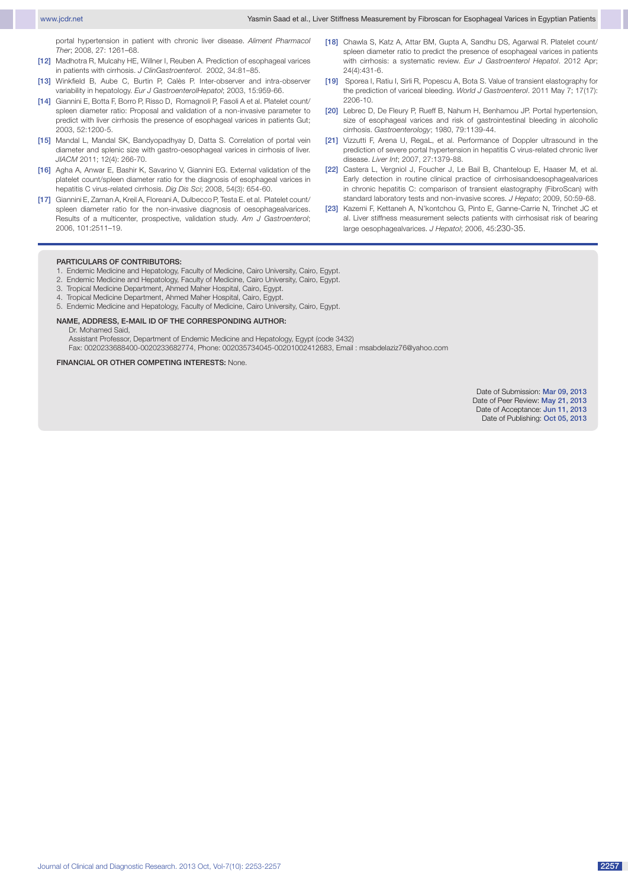portal hypertension in patient with chronic liver disease. *Aliment Pharmacol Ther*; 2008, 27: 1261–68.

[12] Madhotra R, Mulcahy HE, Willner I, Reuben A. Prediction of esophageal varices in patients with cirrhosis. *J ClinGastroenterol*. 2002, 34:81–85.

[13] Winkfield B, Aube C, Burtin P, Calès P. Inter-observer and intra-observer variability in hepatology. *Eur J GastroenterolHepatol*; 2003, 15:959-66.

[14] Giannini E, Botta F, Borro P, Risso D, Romagnoli P, Fasoli A et al. Platelet count/spleen diameter ratio: Proposal and validation of a non-invasive parameter to predict with liver cirrhosis the presence of esophageal varices in patients Gut; 2003, 52:1200-5.

[15] Mandal L, Mandal SK, Bandyopadhyay D, Datta S. Correlation of portal vein diameter and splenic size with gastro-oesophageal varices in cirrhosis of liver. *JIACM* 2011; 12(4): 266-70.

[16] Agha A, Anwar E, Bashir K, Savarino V, Giannini EG. External validation of the platelet count/spleen diameter ratio for the diagnosis of esophageal varices in hepatitis C virus-related cirrhosis. *Dig Dis Sci*; 2008, 54(3): 654-60.

[17] Giannini E, Zaman A, Kreil A, Floreani A, Dulbecco P, Testa E. et al. Platelet count/spleen diameter ratio for the non-invasive diagnosis of oesophagealvarices. Results of a multicenter, prospective, validation study. *Am J Gastroenterol*; 2006, 101:2511–19.

[18] Chawla S, Katz A, Attar BM, Gupta A, Sandhu DS, Agarwal R. Platelet count/spleen diameter ratio to predict the presence of esophageal varices in patients with cirrhosis: a systematic review. *Eur J Gastroenterol Hepatol*. 2012 Apr; 24(4):431-6.

[19] Sporea I, Ratiu I, Sirli R, Popescu A, Bota S. Value of transient elastography for the prediction of variceal bleeding. *World J Gastroenterol*. 2011 May 7; 17(17): 2206-10.

[20] Lebrec D, De Fleury P, Rueff B, Nahum H, Benhamou JP. Portal hypertension, size of esophageal varices and risk of gastrointestinal bleeding in alcoholic cirrhosis. *Gastroenterology*; 1980, 79:1139-44.

[21] Vizzutti F, Arena U, RegaL, et al. Performance of Doppler ultrasound in the prediction of severe portal hypertension in hepatitis C virus-related chronic liver disease. *Liver Int*; 2007, 27:1379-88.

[22] Castera L, Vergniol J, Foucher J, Le Bail B, Chanteloup E, Haaser M, et al. Early detection in routine clinical practice of cirrhosisandoesophagealvarices in chronic hepatitis C: comparison of transient elastography (FibroScan) with standard laboratory tests and non-invasive scores. *J Hepato*; 2009, 50:59-68.

[23] Kazemi F, Kettaneh A, N'kontchou G, Pinto E, Ganne-Carrie N, Trinchet JC et al. Liver stiffness measurement selects patients with cirrhosisat risk of bearing large oesophagealvarices. *J Hepatol*; 2006, 45:230-35.

**PARTICULARS OF CONTRIBUTORS:**

1. Endemic Medicine and Hepatology, Faculty of Medicine, Cairo University, Cairo, Egypt.
2. Endemic Medicine and Hepatology, Faculty of Medicine, Cairo University, Cairo, Egypt.
3. Tropical Medicine Department, Ahmed Maher Hospital, Cairo, Egypt.
4. Tropical Medicine Department, Ahmed Maher Hospital, Cairo, Egypt.
5. Endemic Medicine and Hepatology, Faculty of Medicine, Cairo University, Cairo, Egypt.

**NAME, ADDRESS, E-MAIL ID OF THE CORRESPONDING AUTHOR:**

Dr. Mohamed Said,
Assistant Professor, Department of Endemic Medicine and Hepatology, Egypt (code 3432)
Fax: 0020233688400-0020233682774, Phone: 002035734045-00201002412683, Email : msabdelaziz76@yahoo.com

**FINANCIAL OR OTHER COMPETING INTERESTS:** None.

Date of Submission: Mar 09, 2013
Date of Peer Review: May 21, 2013
Date of Acceptance: Jun 11, 2013
Date of Publishing: Oct 05, 2013